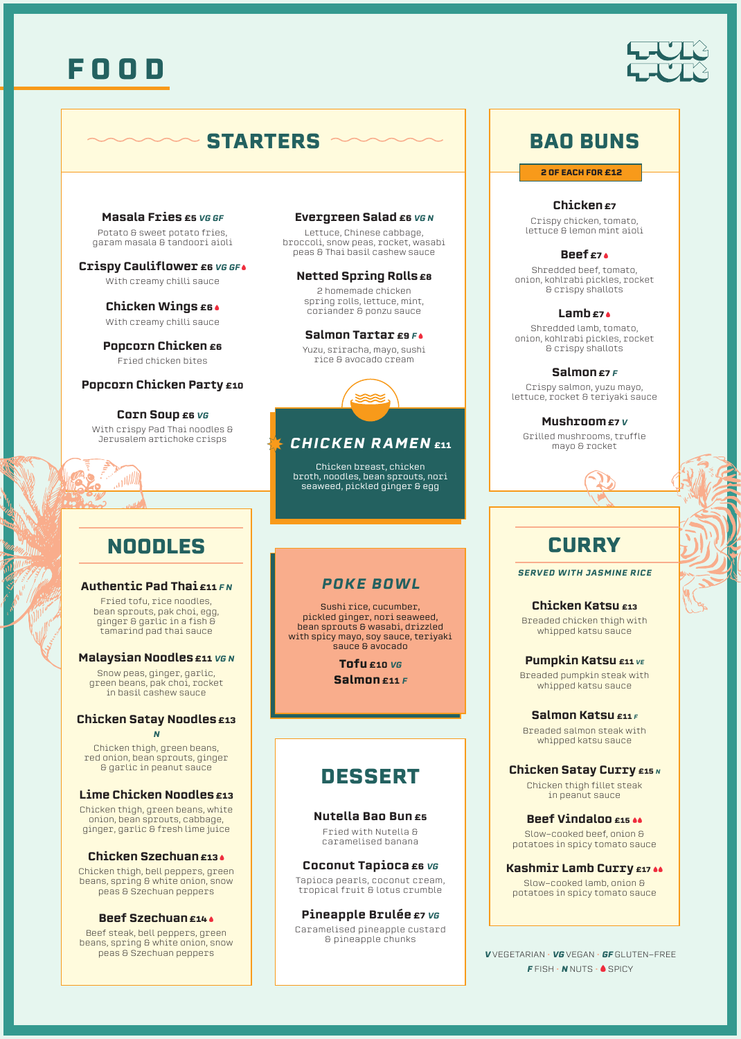# FOOD

TUK TUK

## STARTERS

**Masala Fries** £5 *VG GF*
Potato & sweet potato fries, garam masala & tandoori aioli

**Crispy Cauliflower** £6 *VG GF* 🌶
With creamy chilli sauce

**Chicken Wings** £6 🌶
With creamy chilli sauce

**Popcorn Chicken** £6
Fried chicken bites

**Popcorn Chicken Party** £10

**Corn Soup** £6 *VG*
With crispy Pad Thai noodles & Jerusalem artichoke crisps

**Evergreen Salad** £6 *VG N*
Lettuce, Chinese cabbage, broccoli, snow peas, rocket, wasabi peas & Thai basil cashew sauce

**Netted Spring Rolls** £8
2 homemade chicken spring rolls, lettuce, mint, coriander & ponzu sauce

**Salmon Tartar** £9 *F* 🌶
Yuzu, sriracha, mayo, sushi rice & avocado cream

## CHICKEN RAMEN £11

Chicken breast, chicken broth, noodles, bean sprouts, nori seaweed, pickled ginger & egg

## BAO BUNS

**2 OF EACH FOR £12**

**Chicken** £7
Crispy chicken, tomato, lettuce & lemon mint aioli

**Beef** £7 🌶
Shredded beef, tomato, onion, kohlrabi pickles, rocket & crispy shallots

**Lamb** £7 🌶
Shredded lamb, tomato, onion, kohlrabi pickles, rocket & crispy shallots

**Salmon** £7 *F*
Crispy salmon, yuzu mayo, lettuce, rocket & teriyaki sauce

**Mushroom** £7 *V*
Grilled mushrooms, truffle mayo & rocket

## NOODLES

**Authentic Pad Thai** £11 *F N*
Fried tofu, rice noodles, bean sprouts, pak choi, egg, ginger & garlic in a fish & tamarind pad thai sauce

**Malaysian Noodles** £11 *VG N*
Snow peas, ginger, garlic, green beans, pak choi, rocket in basil cashew sauce

**Chicken Satay Noodles** £13 *N*
Chicken thigh, green beans, red onion, bean sprouts, ginger & garlic in peanut sauce

**Lime Chicken Noodles** £13
Chicken thigh, green beans, white onion, bean sprouts, cabbage, ginger, garlic & fresh lime juice

**Chicken Szechuan** £13 🌶
Chicken thigh, bell peppers, green beans, spring & white onion, snow peas & Szechuan peppers

**Beef Szechuan** £14 🌶
Beef steak, bell peppers, green beans, spring & white onion, snow peas & Szechuan peppers

## POKE BOWL

Sushi rice, cucumber, pickled ginger, nori seaweed, bean sprouts & wasabi, drizzled with spicy mayo, soy sauce, teriyaki sauce & avocado

**Tofu** £10 *VG*
**Salmon** £11 *F*

## DESSERT

**Nutella Bao Bun** £5
Fried with Nutella & caramelised banana

**Coconut Tapioca** £6 *VG*
Tapioca pearls, coconut cream, tropical fruit & lotus crumble

**Pineapple Brulée** £7 *VG*
Caramelised pineapple custard & pineapple chunks

## CURRY

*SERVED WITH JASMINE RICE*

**Chicken Katsu** £13
Breaded chicken thigh with whipped katsu sauce

**Pumpkin Katsu** £11 *VE*
Breaded pumpkin steak with whipped katsu sauce

**Salmon Katsu** £11 *F*
Breaded salmon steak with whipped katsu sauce

**Chicken Satay Curry** £15 *N*
Chicken thigh fillet steak in peanut sauce

**Beef Vindaloo** £15 🌶🌶
Slow-cooked beef, onion & potatoes in spicy tomato sauce

**Kashmir Lamb Curry** £17 🌶🌶
Slow-cooked lamb, onion & potatoes in spicy tomato sauce

*V* VEGETARIAN · *VG* VEGAN · *GF* GLUTEN-FREE
*F* FISH · *N* NUTS · 🌶 SPICY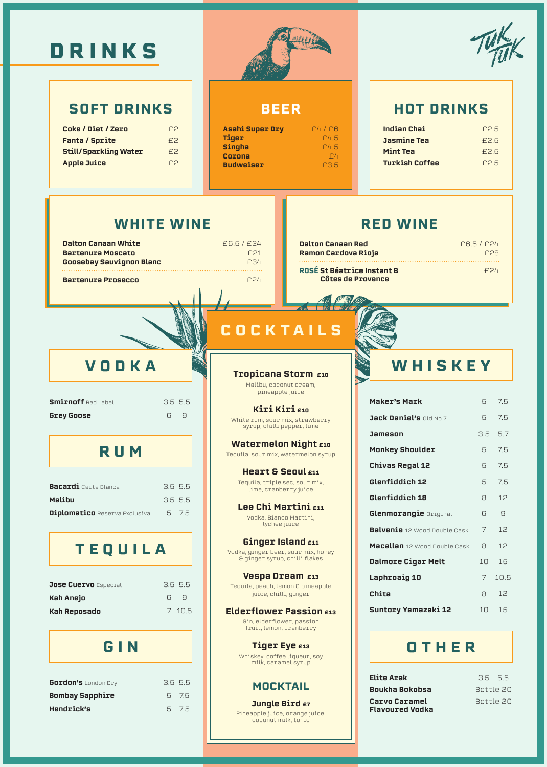# DRINKS

TUK TUK

## SOFT DRINKS

| | |
|---|---|
| **Coke / Diet / Zero** | £2 |
| **Fanta / Sprite** | £2 |
| **Still/Sparkling Water** | £2 |
| **Apple Juice** | £2 |

## BEER

| | |
|---|---|
| **Asahi Super Dry** | £4 / £6 |
| **Tiger** | £4.5 |
| **Singha** | £4.5 |
| **Corona** | £4 |
| **Budweiser** | £3.5 |

## HOT DRINKS

| | |
|---|---|
| **Indian Chai** | £2.5 |
| **Jasmine Tea** | £2.5 |
| **Mint Tea** | £2.5 |
| **Turkish Coffee** | £2.5 |

## WHITE WINE

| | |
|---|---|
| **Dalton Canaan White** | £6.5 / £24 |
| **Bartenura Moscato** | £21 |
| **Goosebay Sauvignon Blanc** | £34 |
| **Bartenura Prosecco** | £24 |

## RED WINE

| | |
|---|---|
| **Dalton Canaan Red** | £6.5 / £24 |
| **Ramon Cardova Rioja** | £28 |
| **ROSÉ St Béatrice Instant B Côtes de Provence** | £24 |

## COCKTAILS

**Tropicana Storm** £10
Malibu, coconut cream, pineapple juice

**Kiri Kiri** £10
White rum, sour mix, strawberry syrup, chilli pepper, lime

**Watermelon Night** £10
Tequila, sour mix, watermelon syrup

**Heart & Seoul** £11
Tequila, triple sec, sour mix, lime, cranberry juice

**Lee Chi Martini** £11
Vodka, Bianco Martini, lychee juice

**Ginger Island** £11
Vodka, ginger beer, sour mix, honey & ginger syrup, chilli flakes

**Vespa Dream** £13
Tequila, peach, lemon & pineapple juice, chilli, ginger

**Elderflower Passion** £13
Gin, elderflower, passion fruit, lemon, cranberry

**Tiger Eye** £13
Whiskey, coffee liqueur, soy milk, caramel syrup

### MOCKTAIL

**Jungle Bird** £7
Pineapple juice, orange juice, coconut milk, tonic

## VODKA

| | | |
|---|---|---|
| **Smirnoff** Red Label | 3.5 | 5.5 |
| **Grey Goose** | 6 | 9 |

## RUM

| | | |
|---|---|---|
| **Bacardi** Carta Blanca | 3.5 | 5.5 |
| **Malibu** | 3.5 | 5.5 |
| **Diplomatico** Reserva Exclusiva | 5 | 7.5 |

## TEQUILA

| | | |
|---|---|---|
| **Jose Cuervo** Especial | 3.5 | 5.5 |
| **Kah Anejo** | 6 | 9 |
| **Kah Reposado** | 7 | 10.5 |

## GIN

| | | |
|---|---|---|
| **Gordon's** London Dry | 3.5 | 5.5 |
| **Bombay Sapphire** | 5 | 7.5 |
| **Hendrick's** | 5 | 7.5 |

## WHISKEY

| | | |
|---|---|---|
| **Maker's Mark** | 5 | 7.5 |
| **Jack Daniel's** Old No 7 | 5 | 7.5 |
| **Jameson** | 3.5 | 5.7 |
| **Monkey Shoulder** | 5 | 7.5 |
| **Chivas Regal 12** | 5 | 7.5 |
| **Glenfiddich 12** | 5 | 7.5 |
| **Glenfiddich 18** | 8 | 12 |
| **Glenmorangie** Original | 6 | 9 |
| **Balvenie** 12 Wood Double Cask | 7 | 12 |
| **Macallan** 12 Wood Double Cask | 8 | 12 |
| **Dalmore Cigar Melt** | 10 | 15 |
| **Laphroaig 10** | 7 | 10.5 |
| **Chita** | 8 | 12 |
| **Suntory Yamazaki 12** | 10 | 15 |

## OTHER

| | |
|---|---|
| **Elite Arak** | 3.5 5.5 |
| **Boukha Bokobsa** | Bottle 20 |
| **Carvo Caramel Flavoured Vodka** | Bottle 20 |